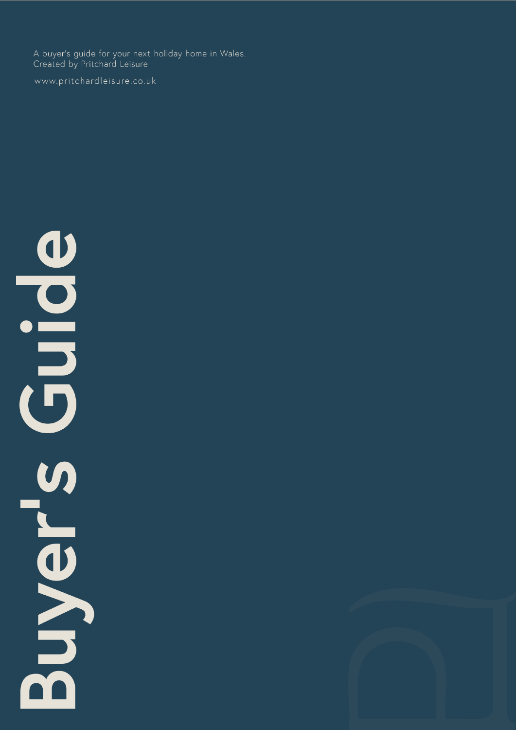A buyer's guide for your next holiday home in Wales.
Created by Pritchard Leisure

www.pritchardleisure.co.uk

# Buyer's Guide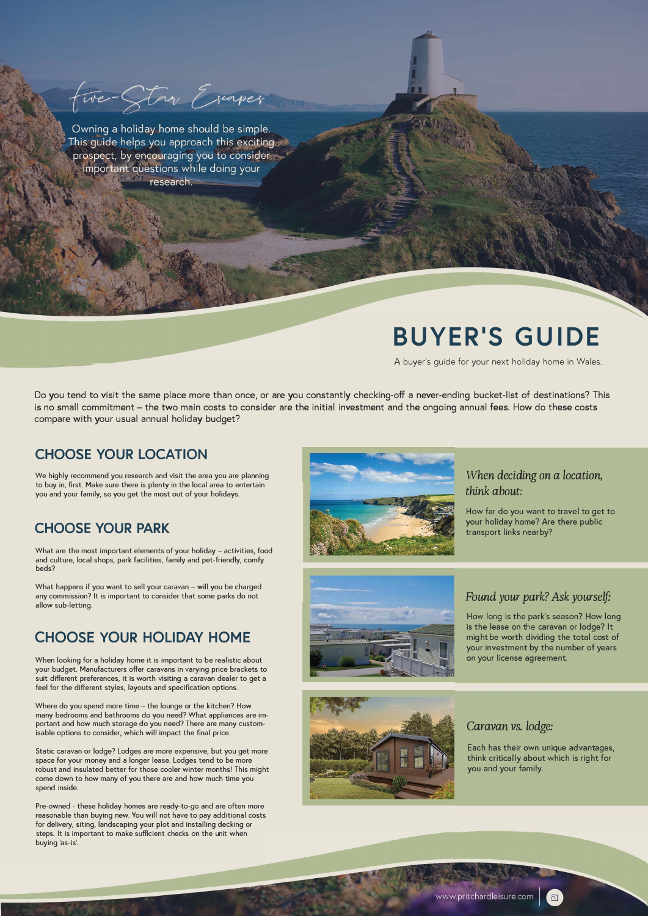*Five-Star Escapes*

Owning a holiday home should be simple. This guide helps you approach this exciting prospect, by encouraging you to consider important questions while doing your research.

# BUYER'S GUIDE

A buyer's guide for your next holiday home in Wales.

Do you tend to visit the same place more than once, or are you constantly checking-off a never-ending bucket-list of destinations? This is no small commitment – the two main costs to consider are the initial investment and the ongoing annual fees. How do these costs compare with your usual annual holiday budget?

## CHOOSE YOUR LOCATION

We highly recommend you research and visit the area you are planning to buy in, first. Make sure there is plenty in the local area to entertain you and your family, so you get the most out of your holidays.

### *When deciding on a location, think about:*

How far do you want to travel to get to your holiday home? Are there public transport links nearby?

## CHOOSE YOUR PARK

What are the most important elements of your holiday – activities, food and culture, local shops, park facilities, family and pet-friendly, comfy beds?

What happens if you want to sell your caravan – will you be charged any commission? It is important to consider that some parks do not allow sub-letting.

### *Found your park? Ask yourself:*

How long is the park's season? How long is the lease on the caravan or lodge? It might be worth dividing the total cost of your investment by the number of years on your license agreement.

## CHOOSE YOUR HOLIDAY HOME

When looking for a holiday home it is important to be realistic about your budget. Manufacturers offer caravans in varying price brackets to suit different preferences, it is worth visiting a caravan dealer to get a feel for the different styles, layouts and specification options.

Where do you spend more time – the lounge or the kitchen? How many bedrooms and bathrooms do you need? What appliances are important and how much storage do you need? There are many customisable options to consider, which will impact the final price.

Static caravan or lodge? Lodges are more expensive, but you get more space for your money and a longer lease. Lodges tend to be more robust and insulated better for those cooler winter months! This might come down to how many of you there are and how much time you spend inside.

Pre-owned - these holiday homes are ready-to-go and are often more reasonable than buying new. You will not have to pay additional costs for delivery, siting, landscaping your plot and installing decking or steps. It is important to make sufficient checks on the unit when buying 'as-is'.

### *Caravan vs. lodge:*

Each has their own unique advantages, think critically about which is right for you and your family.

www.pritchardleisure.com